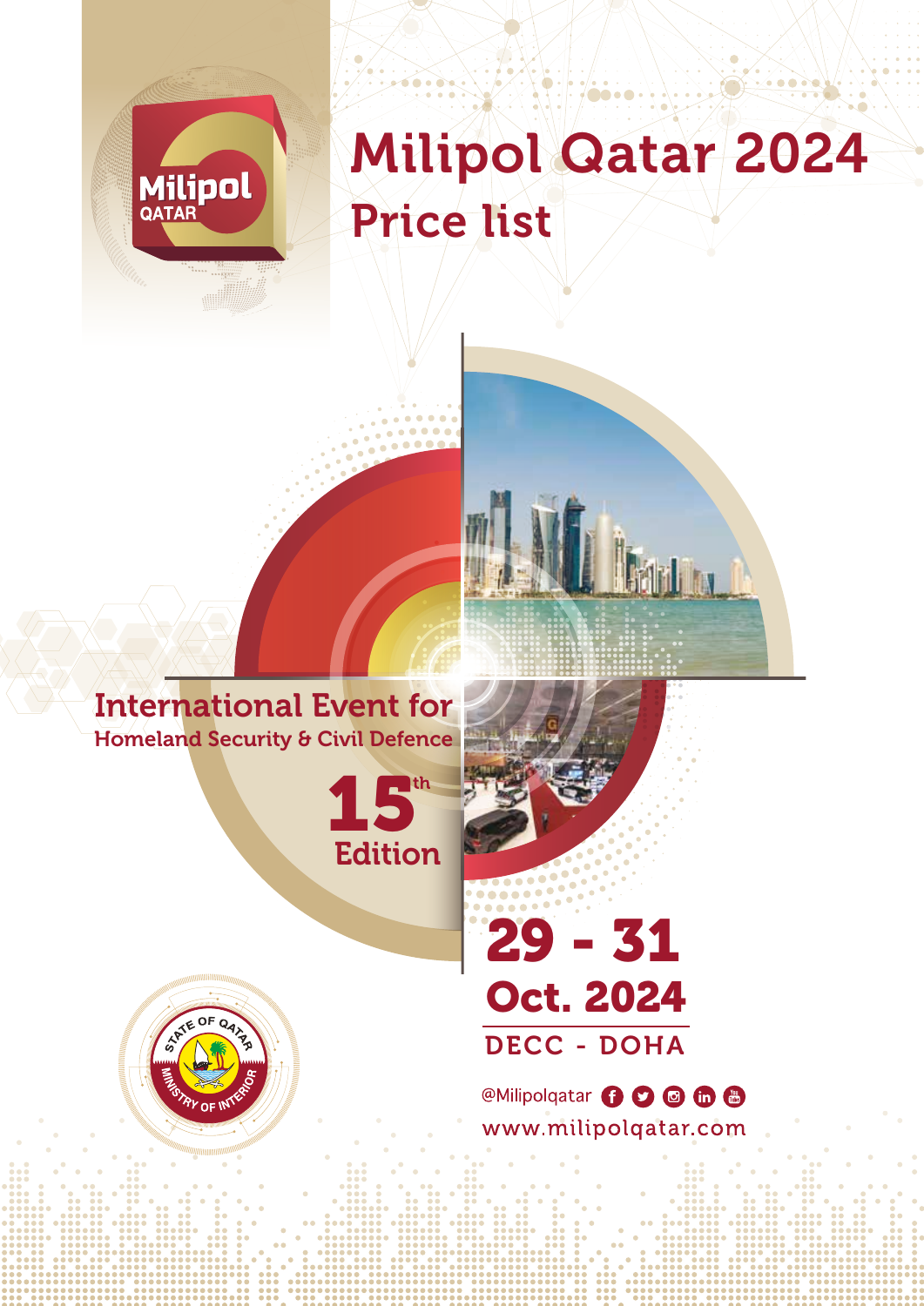Milipol QATAR

# Milipol Qatar 2024

## Price list

International Event for
Homeland Security & Civil Defence

15th Edition

29 - 31
Oct. 2024

DECC - DOHA

STATE OF QATAR
MINISTRY OF INTERIOR

@Milipolqatar

www.milipolqatar.com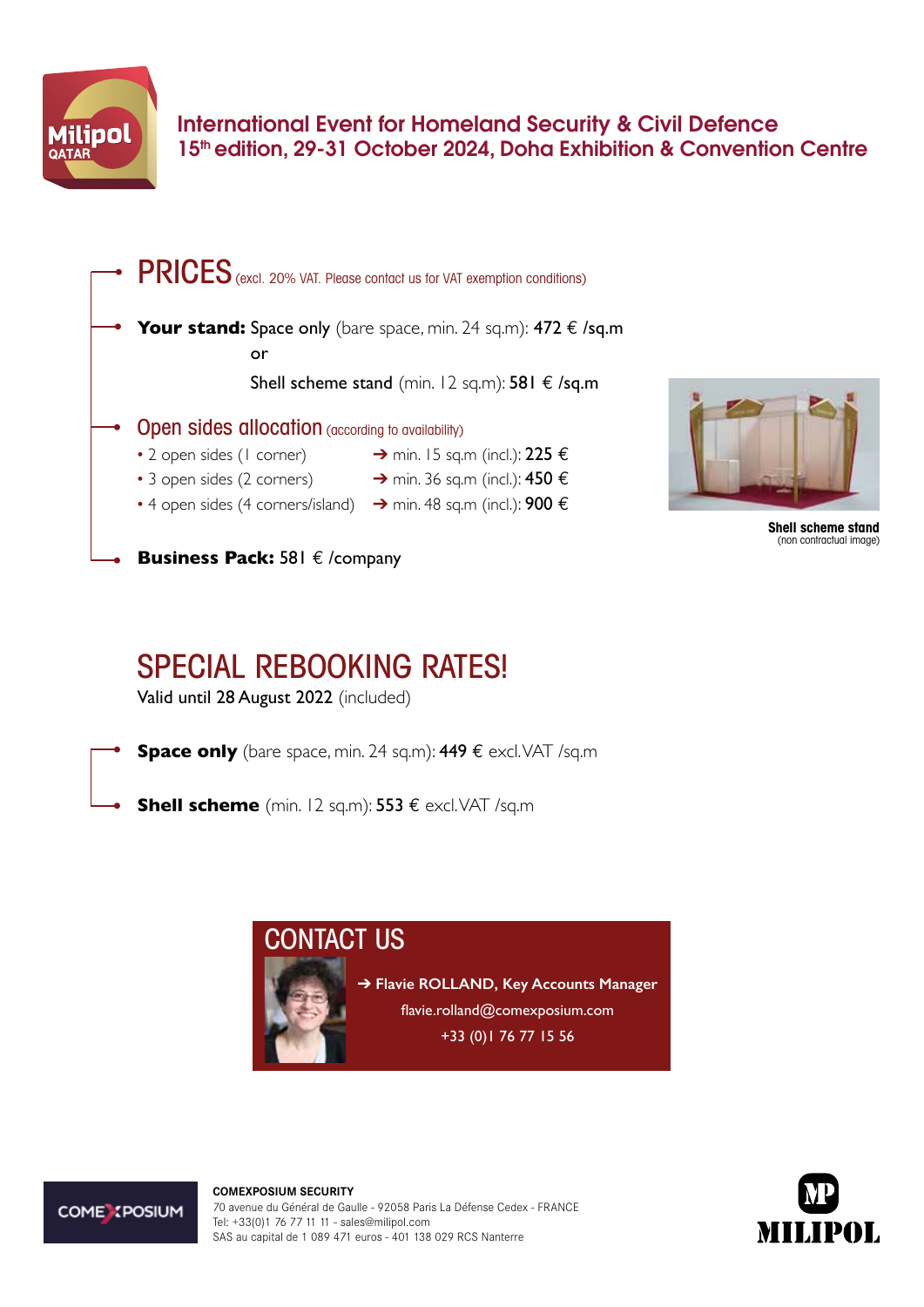International Event for Homeland Security & Civil Defence
15th edition, 29-31 October 2024, Doha Exhibition & Convention Centre

## PRICES (excl. 20% VAT. Please contact us for VAT exemption conditions)

**Your stand:** Space only (bare space, min. 24 sq.m): **472 € /sq.m**
or
Shell scheme stand (min. 12 sq.m): **581 € /sq.m**

### Open sides allocation (according to availability)

- 2 open sides (1 corner) ➔ min. 15 sq.m (incl.): **225 €**
- 3 open sides (2 corners) ➔ min. 36 sq.m (incl.): **450 €**
- 4 open sides (4 corners/island) ➔ min. 48 sq.m (incl.): **900 €**

**Shell scheme stand**
(non contractual image)

**Business Pack:** 581 € /company

## SPECIAL REBOOKING RATES!

Valid until 28 August 2022 (included)

**Space only** (bare space, min. 24 sq.m): **449 €** excl. VAT /sq.m

**Shell scheme** (min. 12 sq.m): **553 €** excl. VAT /sq.m

## CONTACT US

➔ **Flavie ROLLAND, Key Accounts Manager**
flavie.rolland@comexposium.com
+33 (0)1 76 77 15 56

**COMEXPOSIUM SECURITY**
70 avenue du Général de Gaulle - 92058 Paris La Défense Cedex - FRANCE
Tel: +33(0)1 76 77 11 11 - sales@milipol.com
SAS au capital de 1 089 471 euros - 401 138 029 RCS Nanterre